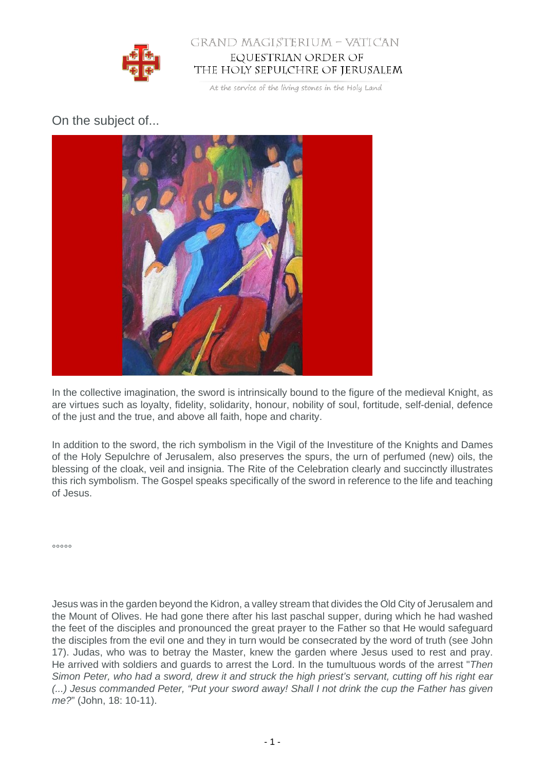GRAND MAGISTERIUM – VATICAN
EQUESTRIAN ORDER OF
THE HOLY SEPULCHRE OF JERUSALEM

At the service of the living stones in the Holy Land

## On the subject of...

In the collective imagination, the sword is intrinsically bound to the figure of the medieval Knight, as are virtues such as loyalty, fidelity, solidarity, honour, nobility of soul, fortitude, self-denial, defence of the just and the true, and above all faith, hope and charity.

In addition to the sword, the rich symbolism in the Vigil of the Investiture of the Knights and Dames of the Holy Sepulchre of Jerusalem, also preserves the spurs, the urn of perfumed (new) oils, the blessing of the cloak, veil and insignia. The Rite of the Celebration clearly and succinctly illustrates this rich symbolism. The Gospel speaks specifically of the sword in reference to the life and teaching of Jesus.

°°°°°

Jesus was in the garden beyond the Kidron, a valley stream that divides the Old City of Jerusalem and the Mount of Olives. He had gone there after his last paschal supper, during which he had washed the feet of the disciples and pronounced the great prayer to the Father so that He would safeguard the disciples from the evil one and they in turn would be consecrated by the word of truth (see John 17). Judas, who was to betray the Master, knew the garden where Jesus used to rest and pray. He arrived with soldiers and guards to arrest the Lord. In the tumultuous words of the arrest "*Then Simon Peter, who had a sword, drew it and struck the high priest's servant, cutting off his right ear (...) Jesus commanded Peter, "Put your sword away! Shall I not drink the cup the Father has given me?*" (John, 18: 10-11).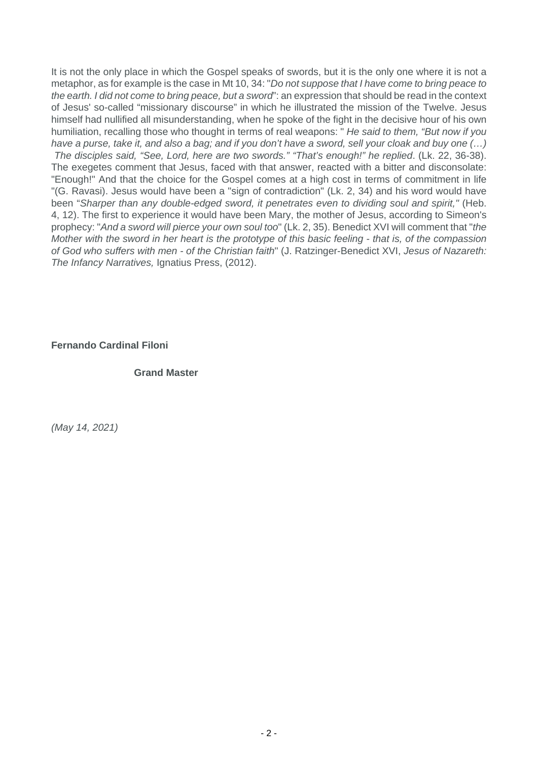It is not the only place in which the Gospel speaks of swords, but it is the only one where it is not a metaphor, as for example is the case in Mt 10, 34: "*Do not suppose that I have come to bring peace to the earth. I did not come to bring peace, but a sword*": an expression that should be read in the context of Jesus' so-called "missionary discourse" in which he illustrated the mission of the Twelve. Jesus himself had nullified all misunderstanding, when he spoke of the fight in the decisive hour of his own humiliation, recalling those who thought in terms of real weapons: " *He said to them, "But now if you have a purse, take it, and also a bag; and if you don't have a sword, sell your cloak and buy one (…) The disciples said, "See, Lord, here are two swords." "That's enough!" he replied*. (Lk. 22, 36-38). The exegetes comment that Jesus, faced with that answer, reacted with a bitter and disconsolate: "Enough!" And that the choice for the Gospel comes at a high cost in terms of commitment in life "(G. Ravasi). Jesus would have been a "sign of contradiction" (Lk. 2, 34) and his word would have been "*Sharper than any double-edged sword, it penetrates even to dividing soul and spirit,"* (Heb. 4, 12). The first to experience it would have been Mary, the mother of Jesus, according to Simeon's prophecy: "*And a sword will pierce your own soul too*" (Lk. 2, 35). Benedict XVI will comment that "*the Mother with the sword in her heart is the prototype of this basic feeling - that is, of the compassion of God who suffers with men - of the Christian faith*" (J. Ratzinger-Benedict XVI, *Jesus of Nazareth: The Infancy Narratives,* Ignatius Press, (2012).

**Fernando Cardinal Filoni**

**Grand Master**

*(May 14, 2021)*